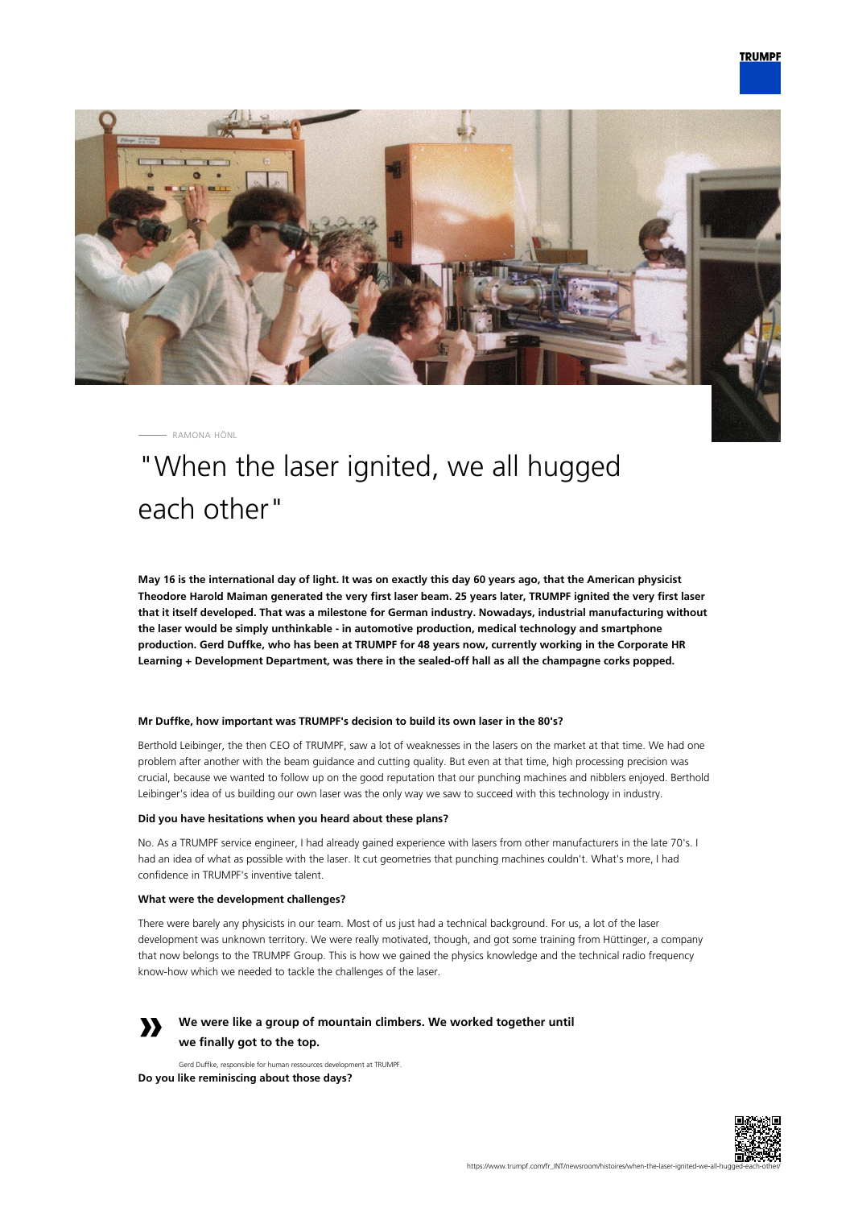RAMONA HÖNL

# "When the laser ignited, we all hugged each other"

**May 16 is the international day of light. It was on exactly this day 60 years ago, that the American physicist Theodore Harold Maiman generated the very first laser beam. 25 years later, TRUMPF ignited the very first laser that it itself developed. That was a milestone for German industry. Nowadays, industrial manufacturing without the laser would be simply unthinkable - in automotive production, medical technology and smartphone production. Gerd Duffke, who has been at TRUMPF for 48 years now, currently working in the Corporate HR Learning + Development Department, was there in the sealed-off hall as all the champagne corks popped.**

**Mr Duffke, how important was TRUMPF's decision to build its own laser in the 80's?**

Berthold Leibinger, the then CEO of TRUMPF, saw a lot of weaknesses in the lasers on the market at that time. We had one problem after another with the beam guidance and cutting quality. But even at that time, high processing precision was crucial, because we wanted to follow up on the good reputation that our punching machines and nibblers enjoyed. Berthold Leibinger's idea of us building our own laser was the only way we saw to succeed with this technology in industry.

**Did you have hesitations when you heard about these plans?**

No. As a TRUMPF service engineer, I had already gained experience with lasers from other manufacturers in the late 70's. I had an idea of what as possible with the laser. It cut geometries that punching machines couldn't. What's more, I had confidence in TRUMPF's inventive talent.

**What were the development challenges?**

There were barely any physicists in our team. Most of us just had a technical background. For us, a lot of the laser development was unknown territory. We were really motivated, though, and got some training from Hüttinger, a company that now belongs to the TRUMPF Group. This is how we gained the physics knowledge and the technical radio frequency know-how which we needed to tackle the challenges of the laser.

> **We were like a group of mountain climbers. We worked together until we finally got to the top.**
>
> Gerd Duffke, responsible for human ressources development at TRUMPF.

**Do you like reminiscing about those days?**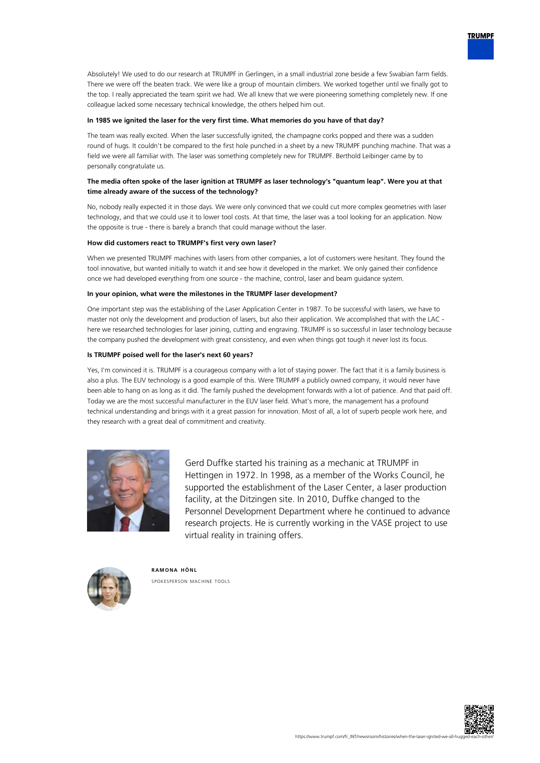Absolutely! We used to do our research at TRUMPF in Gerlingen, in a small industrial zone beside a few Swabian farm fields. There we were off the beaten track. We were like a group of mountain climbers. We worked together until we finally got to the top. I really appreciated the team spirit we had. We all knew that we were pioneering something completely new. If one colleague lacked some necessary technical knowledge, the others helped him out.

**In 1985 we ignited the laser for the very first time. What memories do you have of that day?**

The team was really excited. When the laser successfully ignited, the champagne corks popped and there was a sudden round of hugs. It couldn't be compared to the first hole punched in a sheet by a new TRUMPF punching machine. That was a field we were all familiar with. The laser was something completely new for TRUMPF. Berthold Leibinger came by to personally congratulate us.

**The media often spoke of the laser ignition at TRUMPF as laser technology's "quantum leap". Were you at that time already aware of the success of the technology?**

No, nobody really expected it in those days. We were only convinced that we could cut more complex geometries with laser technology, and that we could use it to lower tool costs. At that time, the laser was a tool looking for an application. Now the opposite is true - there is barely a branch that could manage without the laser.

**How did customers react to TRUMPF's first very own laser?**

When we presented TRUMPF machines with lasers from other companies, a lot of customers were hesitant. They found the tool innovative, but wanted initially to watch it and see how it developed in the market. We only gained their confidence once we had developed everything from one source - the machine, control, laser and beam guidance system.

**In your opinion, what were the milestones in the TRUMPF laser development?**

One important step was the establishing of the Laser Application Center in 1987. To be successful with lasers, we have to master not only the development and production of lasers, but also their application. We accomplished that with the LAC - here we researched technologies for laser joining, cutting and engraving. TRUMPF is so successful in laser technology because the company pushed the development with great consistency, and even when things got tough it never lost its focus.

**Is TRUMPF poised well for the laser's next 60 years?**

Yes, I'm convinced it is. TRUMPF is a courageous company with a lot of staying power. The fact that it is a family business is also a plus. The EUV technology is a good example of this. Were TRUMPF a publicly owned company, it would never have been able to hang on as long as it did. The family pushed the development forwards with a lot of patience. And that paid off. Today we are the most successful manufacturer in the EUV laser field. What's more, the management has a profound technical understanding and brings with it a great passion for innovation. Most of all, a lot of superb people work here, and they research with a great deal of commitment and creativity.

Gerd Duffke started his training as a mechanic at TRUMPF in Hettingen in 1972. In 1998, as a member of the Works Council, he supported the establishment of the Laser Center, a laser production facility, at the Ditzingen site. In 2010, Duffke changed to the Personnel Development Department where he continued to advance research projects. He is currently working in the VASE project to use virtual reality in training offers.

**RAMONA HÖNL**

SPOKESPERSON MACHINE TOOLS